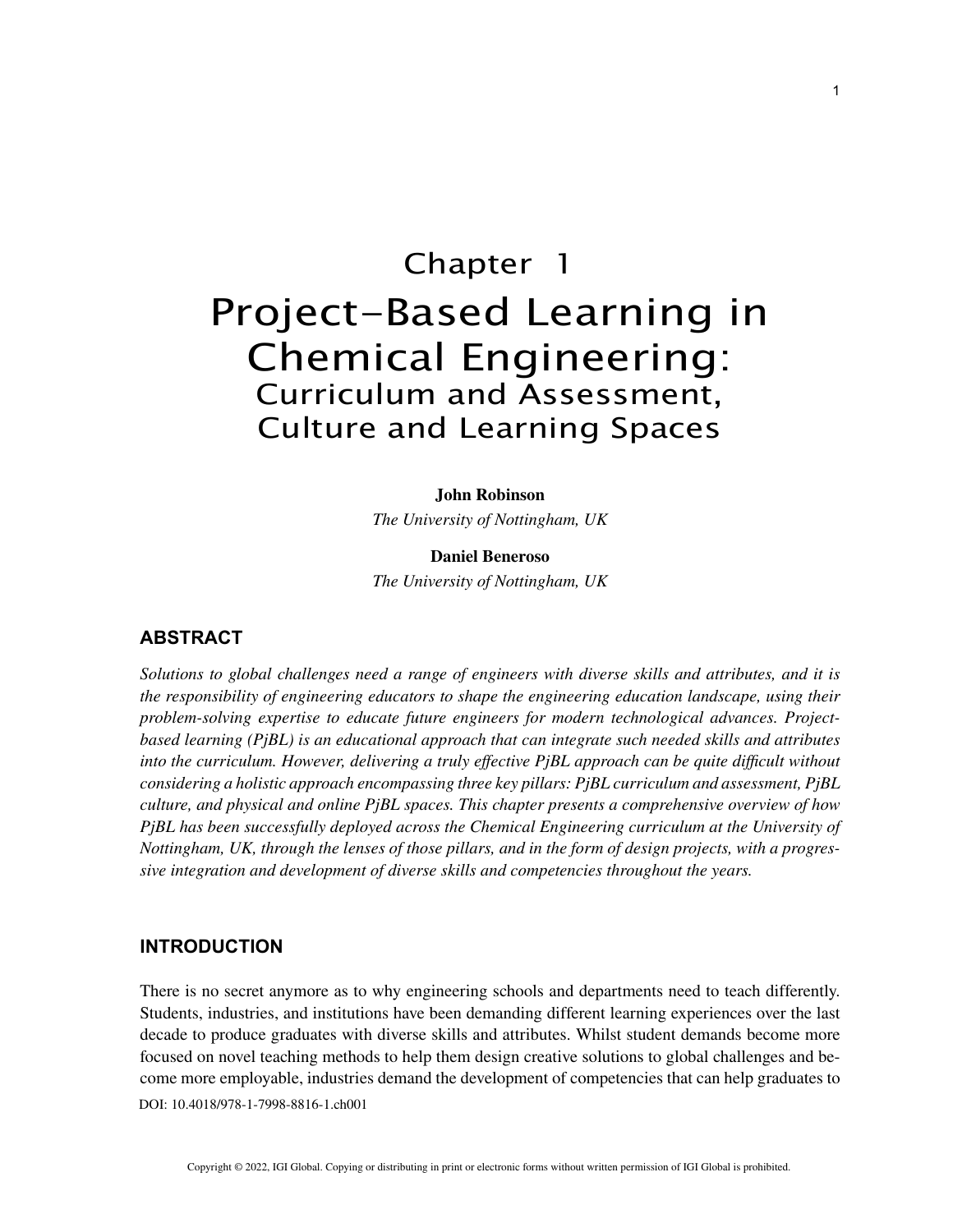# Chapter 1
# Project-Based Learning in Chemical Engineering:
## Curriculum and Assessment, Culture and Learning Spaces

**John Robinson**
*The University of Nottingham, UK*

**Daniel Beneroso**
*The University of Nottingham, UK*

## ABSTRACT

*Solutions to global challenges need a range of engineers with diverse skills and attributes, and it is the responsibility of engineering educators to shape the engineering education landscape, using their problem-solving expertise to educate future engineers for modern technological advances. Project-based learning (PjBL) is an educational approach that can integrate such needed skills and attributes into the curriculum. However, delivering a truly effective PjBL approach can be quite difficult without considering a holistic approach encompassing three key pillars: PjBL curriculum and assessment, PjBL culture, and physical and online PjBL spaces. This chapter presents a comprehensive overview of how PjBL has been successfully deployed across the Chemical Engineering curriculum at the University of Nottingham, UK, through the lenses of those pillars, and in the form of design projects, with a progressive integration and development of diverse skills and competencies throughout the years.*

## INTRODUCTION

There is no secret anymore as to why engineering schools and departments need to teach differently. Students, industries, and institutions have been demanding different learning experiences over the last decade to produce graduates with diverse skills and attributes. Whilst student demands become more focused on novel teaching methods to help them design creative solutions to global challenges and become more employable, industries demand the development of competencies that can help graduates to

DOI: 10.4018/978-1-7998-8816-1.ch001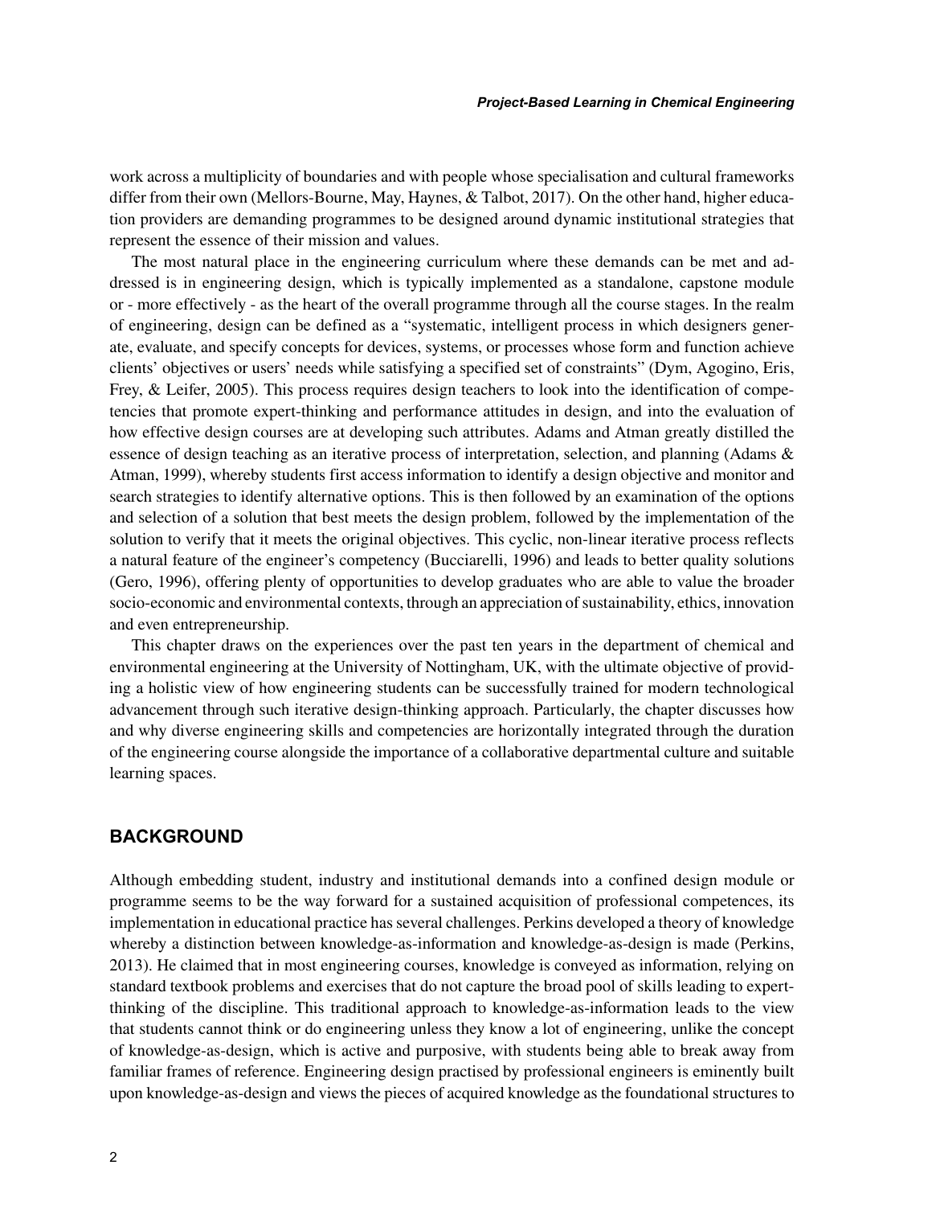work across a multiplicity of boundaries and with people whose specialisation and cultural frameworks differ from their own (Mellors-Bourne, May, Haynes, & Talbot, 2017). On the other hand, higher education providers are demanding programmes to be designed around dynamic institutional strategies that represent the essence of their mission and values.

The most natural place in the engineering curriculum where these demands can be met and addressed is in engineering design, which is typically implemented as a standalone, capstone module or - more effectively - as the heart of the overall programme through all the course stages. In the realm of engineering, design can be defined as a "systematic, intelligent process in which designers generate, evaluate, and specify concepts for devices, systems, or processes whose form and function achieve clients' objectives or users' needs while satisfying a specified set of constraints" (Dym, Agogino, Eris, Frey, & Leifer, 2005). This process requires design teachers to look into the identification of competencies that promote expert-thinking and performance attitudes in design, and into the evaluation of how effective design courses are at developing such attributes. Adams and Atman greatly distilled the essence of design teaching as an iterative process of interpretation, selection, and planning (Adams & Atman, 1999), whereby students first access information to identify a design objective and monitor and search strategies to identify alternative options. This is then followed by an examination of the options and selection of a solution that best meets the design problem, followed by the implementation of the solution to verify that it meets the original objectives. This cyclic, non-linear iterative process reflects a natural feature of the engineer's competency (Bucciarelli, 1996) and leads to better quality solutions (Gero, 1996), offering plenty of opportunities to develop graduates who are able to value the broader socio-economic and environmental contexts, through an appreciation of sustainability, ethics, innovation and even entrepreneurship.

This chapter draws on the experiences over the past ten years in the department of chemical and environmental engineering at the University of Nottingham, UK, with the ultimate objective of providing a holistic view of how engineering students can be successfully trained for modern technological advancement through such iterative design-thinking approach. Particularly, the chapter discusses how and why diverse engineering skills and competencies are horizontally integrated through the duration of the engineering course alongside the importance of a collaborative departmental culture and suitable learning spaces.

## BACKGROUND

Although embedding student, industry and institutional demands into a confined design module or programme seems to be the way forward for a sustained acquisition of professional competences, its implementation in educational practice has several challenges. Perkins developed a theory of knowledge whereby a distinction between knowledge-as-information and knowledge-as-design is made (Perkins, 2013). He claimed that in most engineering courses, knowledge is conveyed as information, relying on standard textbook problems and exercises that do not capture the broad pool of skills leading to expert-thinking of the discipline. This traditional approach to knowledge-as-information leads to the view that students cannot think or do engineering unless they know a lot of engineering, unlike the concept of knowledge-as-design, which is active and purposive, with students being able to break away from familiar frames of reference. Engineering design practised by professional engineers is eminently built upon knowledge-as-design and views the pieces of acquired knowledge as the foundational structures to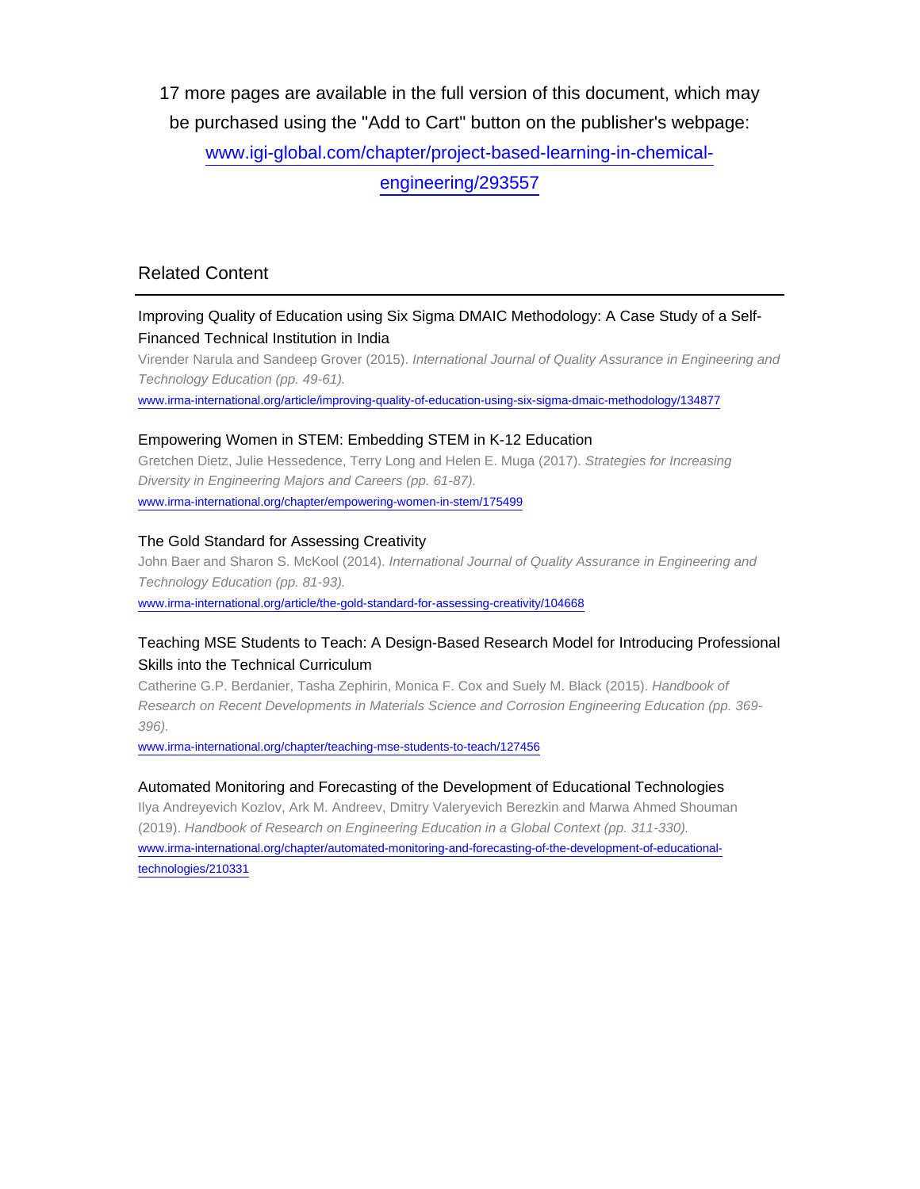17 more pages are available in the full version of this document, which may be purchased using the "Add to Cart" button on the publisher's webpage: [www.igi-global.com/chapter/project-based-learning-in-chemical-engineering/293557](www.igi-global.com/chapter/project-based-learning-in-chemical-engineering/293557)

## Related Content

**Improving Quality of Education using Six Sigma DMAIC Methodology: A Case Study of a Self-Financed Technical Institution in India**
Virender Narula and Sandeep Grover (2015). *International Journal of Quality Assurance in Engineering and Technology Education (pp. 49-61).*
[www.irma-international.org/article/improving-quality-of-education-using-six-sigma-dmaic-methodology/134877](www.irma-international.org/article/improving-quality-of-education-using-six-sigma-dmaic-methodology/134877)

**Empowering Women in STEM: Embedding STEM in K-12 Education**
Gretchen Dietz, Julie Hessedence, Terry Long and Helen E. Muga (2017). *Strategies for Increasing Diversity in Engineering Majors and Careers (pp. 61-87).*
[www.irma-international.org/chapter/empowering-women-in-stem/175499](www.irma-international.org/chapter/empowering-women-in-stem/175499)

**The Gold Standard for Assessing Creativity**
John Baer and Sharon S. McKool (2014). *International Journal of Quality Assurance in Engineering and Technology Education (pp. 81-93).*
[www.irma-international.org/article/the-gold-standard-for-assessing-creativity/104668](www.irma-international.org/article/the-gold-standard-for-assessing-creativity/104668)

**Teaching MSE Students to Teach: A Design-Based Research Model for Introducing Professional Skills into the Technical Curriculum**
Catherine G.P. Berdanier, Tasha Zephirin, Monica F. Cox and Suely M. Black (2015). *Handbook of Research on Recent Developments in Materials Science and Corrosion Engineering Education (pp. 369-396).*
[www.irma-international.org/chapter/teaching-mse-students-to-teach/127456](www.irma-international.org/chapter/teaching-mse-students-to-teach/127456)

**Automated Monitoring and Forecasting of the Development of Educational Technologies**
Ilya Andreyevich Kozlov, Ark M. Andreev, Dmitry Valeryevich Berezkin and Marwa Ahmed Shouman (2019). *Handbook of Research on Engineering Education in a Global Context (pp. 311-330).*
[www.irma-international.org/chapter/automated-monitoring-and-forecasting-of-the-development-of-educational-technologies/210331](www.irma-international.org/chapter/automated-monitoring-and-forecasting-of-the-development-of-educational-technologies/210331)